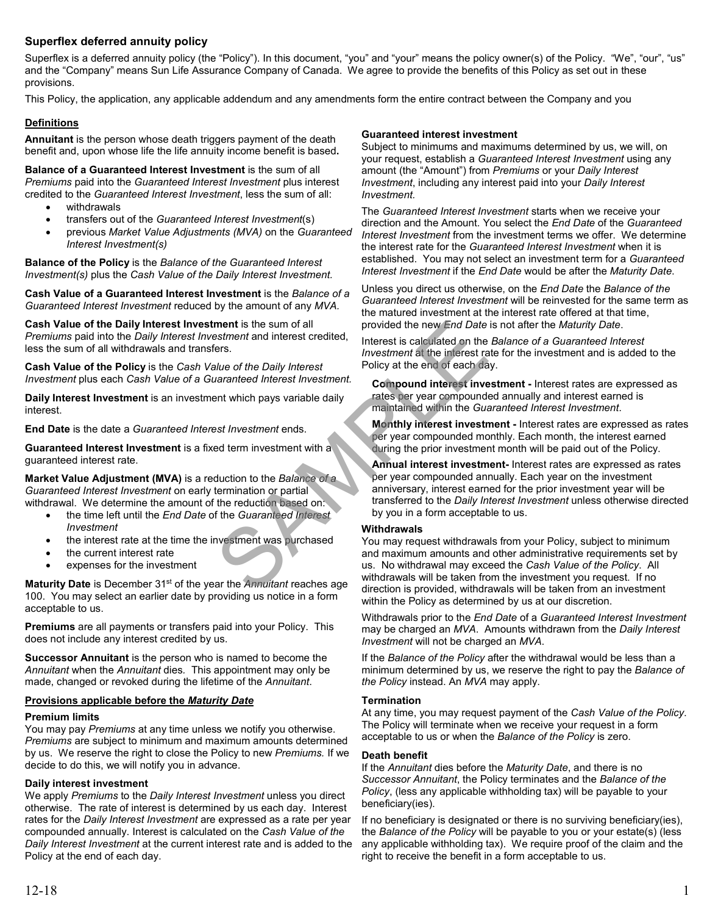## Superflex deferred annuity policy

Superflex is a deferred annuity policy (the "Policy"). In this document, "you" and "your" means the policy owner(s) of the Policy. "We", "our", "us" and the "Company" means Sun Life Assurance Company of Canada. We agree to provide the benefits of this Policy as set out in these provisions.

This Policy, the application, any applicable addendum and any amendments form the entire contract between the Company and you

### Definitions

**Annuitant** is the person whose death triggers payment of the death benefit and, upon whose life the life annuity income benefit is based.

**Balance of a Guaranteed Interest Investment** is the sum of all *Premiums* paid into the *Guaranteed Interest Investment* plus interest credited to the *Guaranteed Interest Investment*, less the sum of all:

- withdrawals
- transfers out of the *Guaranteed Interest Investment*(s)
- previous *Market Value Adjustments (MVA)* on the *Guaranteed Interest Investment(s)*

**Balance of the Policy** is the *Balance of the Guaranteed Interest Investment(s)* plus the *Cash Value of the Daily Interest Investment.*

**Cash Value of a Guaranteed Interest Investment** is the *Balance of a Guaranteed Interest Investment* reduced by the amount of any *MVA.*

**Cash Value of the Daily Interest Investment** is the sum of all *Premiums* paid into the *Daily Interest Investment* and interest credited, less the sum of all withdrawals and transfers.

**Cash Value of the Policy** is the *Cash Value of the Daily Interest Investment* plus each *Cash Value of a Guaranteed Interest Investment.*

**Daily Interest Investment** is an investment which pays variable daily interest.

**End Date** is the date a *Guaranteed Interest Investment* ends.

**Guaranteed Interest Investment** is a fixed term investment with a guaranteed interest rate.

**Market Value Adjustment (MVA)** is a reduction to the *Balance of a Guaranteed Interest Investment* on early termination or partial withdrawal. We determine the amount of the reduction based on:

- the time left until the *End Date* of the *Guaranteed Interest Investment*
- the interest rate at the time the investment was purchased
- the current interest rate
- expenses for the investment

**Maturity Date** is December 31st of the year the *Annuitant* reaches age 100. You may select an earlier date by providing us notice in a form acceptable to us.

**Premiums** are all payments or transfers paid into your Policy. This does not include any interest credited by us.

**Successor Annuitant** is the person who is named to become the *Annuitant* when the *Annuitant* dies. This appointment may only be made, changed or revoked during the lifetime of the *Annuitant*.

### Provisions applicable before the *Maturity Date*

**Premium limits**

You may pay *Premiums* at any time unless we notify you otherwise. *Premiums* are subject to minimum and maximum amounts determined by us. We reserve the right to close the Policy to new *Premiums.* If we decide to do this, we will notify you in advance.

**Daily interest investment**

We apply *Premiums* to the *Daily Interest Investment* unless you direct otherwise. The rate of interest is determined by us each day. Interest rates for the *Daily Interest Investment* are expressed as a rate per year compounded annually. Interest is calculated on the *Cash Value of the Daily Interest Investment* at the current interest rate and is added to the Policy at the end of each day.

**Guaranteed interest investment**

Subject to minimums and maximums determined by us, we will, on your request, establish a *Guaranteed Interest Investment* using any amount (the "Amount") from *Premiums* or your *Daily Interest Investment*, including any interest paid into your *Daily Interest Investment.*

The *Guaranteed Interest Investment* starts when we receive your direction and the Amount. You select the *End Date* of the *Guaranteed Interest Investment* from the investment terms we offer. We determine the interest rate for the *Guaranteed Interest Investment* when it is established. You may not select an investment term for a *Guaranteed Interest Investment* if the *End Date* would be after the *Maturity Date*.

Unless you direct us otherwise, on the *End Date* the *Balance of the Guaranteed Interest Investment* will be reinvested for the same term as the matured investment at the interest rate offered at that time, provided the new *End Date* is not after the *Maturity Date*.

Interest is calculated on the *Balance of a Guaranteed Interest Investment* at the interest rate for the investment and is added to the Policy at the end of each day.

**Compound interest investment -** Interest rates are expressed as rates per year compounded annually and interest earned is maintained within the *Guaranteed Interest Investment*.

**Monthly interest investment -** Interest rates are expressed as rates per year compounded monthly. Each month, the interest earned during the prior investment month will be paid out of the Policy.

**Annual interest investment-** Interest rates are expressed as rates per year compounded annually. Each year on the investment anniversary, interest earned for the prior investment year will be transferred to the *Daily Interest Investment* unless otherwise directed by you in a form acceptable to us.

**Withdrawals**

You may request withdrawals from your Policy, subject to minimum and maximum amounts and other administrative requirements set by us. No withdrawal may exceed the *Cash Value of the Policy*. All withdrawals will be taken from the investment you request. If no direction is provided, withdrawals will be taken from an investment within the Policy as determined by us at our discretion.

Withdrawals prior to the *End Date* of a *Guaranteed Interest Investment* may be charged an *MVA*. Amounts withdrawn from the *Daily Interest Investment* will not be charged an *MVA*.

If the *Balance of the Policy* after the withdrawal would be less than a minimum determined by us, we reserve the right to pay the *Balance of the Policy* instead. An *MVA* may apply.

**Termination**

At any time, you may request payment of the *Cash Value of the Policy*. The Policy will terminate when we receive your request in a form acceptable to us or when the *Balance of the Policy* is zero.

**Death benefit**

If the *Annuitant* dies before the *Maturity Date*, and there is no *Successor Annuitant*, the Policy terminates and the *Balance of the Policy*, (less any applicable withholding tax) will be payable to your beneficiary(ies).

If no beneficiary is designated or there is no surviving beneficiary(ies), the *Balance of the Policy* will be payable to you or your estate(s) (less any applicable withholding tax). We require proof of the claim and the right to receive the benefit in a form acceptable to us.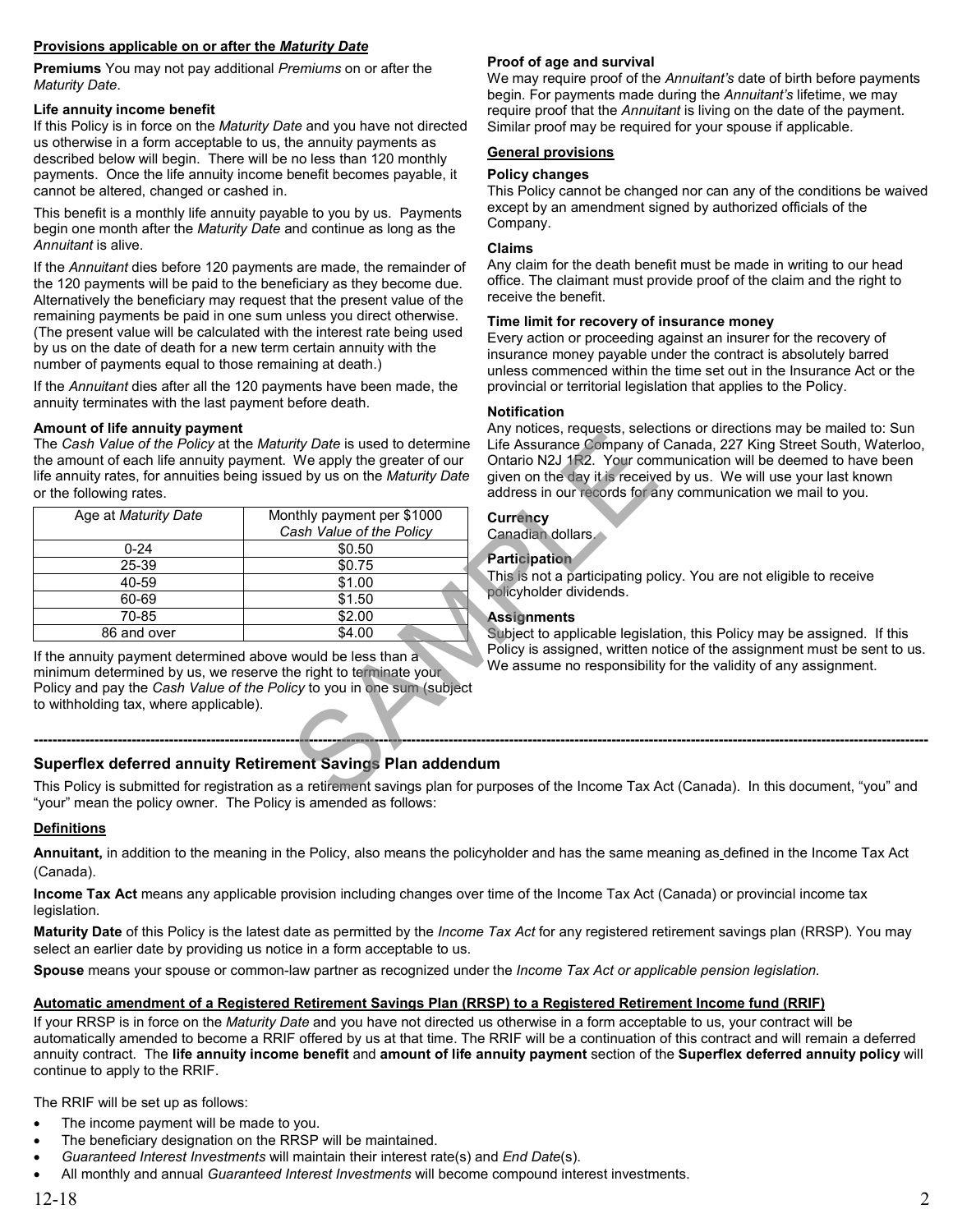**Provisions applicable on or after the *Maturity Date***

**Premiums** You may not pay additional *Premiums* on or after the *Maturity Date*.

**Life annuity income benefit**
If this Policy is in force on the *Maturity Date* and you have not directed us otherwise in a form acceptable to us, the annuity payments as described below will begin. There will be no less than 120 monthly payments. Once the life annuity income benefit becomes payable, it cannot be altered, changed or cashed in.

This benefit is a monthly life annuity payable to you by us. Payments begin one month after the *Maturity Date* and continue as long as the *Annuitant* is alive.

If the *Annuitant* dies before 120 payments are made, the remainder of the 120 payments will be paid to the beneficiary as they become due. Alternatively the beneficiary may request that the present value of the remaining payments be paid in one sum unless you direct otherwise. (The present value will be calculated with the interest rate being used by us on the date of death for a new term certain annuity with the number of payments equal to those remaining at death.)

If the *Annuitant* dies after all the 120 payments have been made, the annuity terminates with the last payment before death.

**Amount of life annuity payment**
The *Cash Value of the Policy* at the *Maturity Date* is used to determine the amount of each life annuity payment. We apply the greater of our life annuity rates, for annuities being issued by us on the *Maturity Date* or the following rates.

| Age at *Maturity Date* | Monthly payment per $1000 *Cash Value of the Policy* |
|---|---|
| 0-24 | $0.50 |
| 25-39 | $0.75 |
| 40-59 | $1.00 |
| 60-69 | $1.50 |
| 70-85 | $2.00 |
| 86 and over | $4.00 |

If the annuity payment determined above would be less than a minimum determined by us, we reserve the right to terminate your Policy and pay the *Cash Value of the Policy* to you in one sum (subject to withholding tax, where applicable).

**Proof of age and survival**
We may require proof of the *Annuitant's* date of birth before payments begin. For payments made during the *Annuitant's* lifetime, we may require proof that the *Annuitant* is living on the date of the payment. Similar proof may be required for your spouse if applicable.

**General provisions**

**Policy changes**
This Policy cannot be changed nor can any of the conditions be waived except by an amendment signed by authorized officials of the Company.

**Claims**
Any claim for the death benefit must be made in writing to our head office. The claimant must provide proof of the claim and the right to receive the benefit.

**Time limit for recovery of insurance money**
Every action or proceeding against an insurer for the recovery of insurance money payable under the contract is absolutely barred unless commenced within the time set out in the Insurance Act or the provincial or territorial legislation that applies to the Policy.

**Notification**
Any notices, requests, selections or directions may be mailed to: Sun Life Assurance Company of Canada, 227 King Street South, Waterloo, Ontario N2J 1R2. Your communication will be deemed to have been given on the day it is received by us. We will use your last known address in our records for any communication we mail to you.

**Currency**
Canadian dollars.

**Participation**
This is not a participating policy. You are not eligible to receive policyholder dividends.

**Assignments**
Subject to applicable legislation, this Policy may be assigned. If this Policy is assigned, written notice of the assignment must be sent to us. We assume no responsibility for the validity of any assignment.

---

## Superflex deferred annuity Retirement Savings Plan addendum

This Policy is submitted for registration as a retirement savings plan for purposes of the Income Tax Act (Canada). In this document, "you" and "your" mean the policy owner. The Policy is amended as follows:

**Definitions**

**Annuitant,** in addition to the meaning in the Policy, also means the policyholder and has the same meaning as defined in the Income Tax Act (Canada).

**Income Tax Act** means any applicable provision including changes over time of the Income Tax Act (Canada) or provincial income tax legislation.

**Maturity Date** of this Policy is the latest date as permitted by the *Income Tax Act* for any registered retirement savings plan (RRSP). You may select an earlier date by providing us notice in a form acceptable to us.

**Spouse** means your spouse or common-law partner as recognized under the *Income Tax Act or applicable pension legislation.*

**Automatic amendment of a Registered Retirement Savings Plan (RRSP) to a Registered Retirement Income fund (RRIF)**

If your RRSP is in force on the *Maturity Date* and you have not directed us otherwise in a form acceptable to us, your contract will be automatically amended to become a RRIF offered by us at that time. The RRIF will be a continuation of this contract and will remain a deferred annuity contract. The **life annuity income benefit** and **amount of life annuity payment** section of the **Superflex deferred annuity policy** will continue to apply to the RRIF.

The RRIF will be set up as follows:

- The income payment will be made to you.
- The beneficiary designation on the RRSP will be maintained.
- *Guaranteed Interest Investments* will maintain their interest rate(s) and *End Date*(s).
- All monthly and annual *Guaranteed Interest Investments* will become compound interest investments.

12-18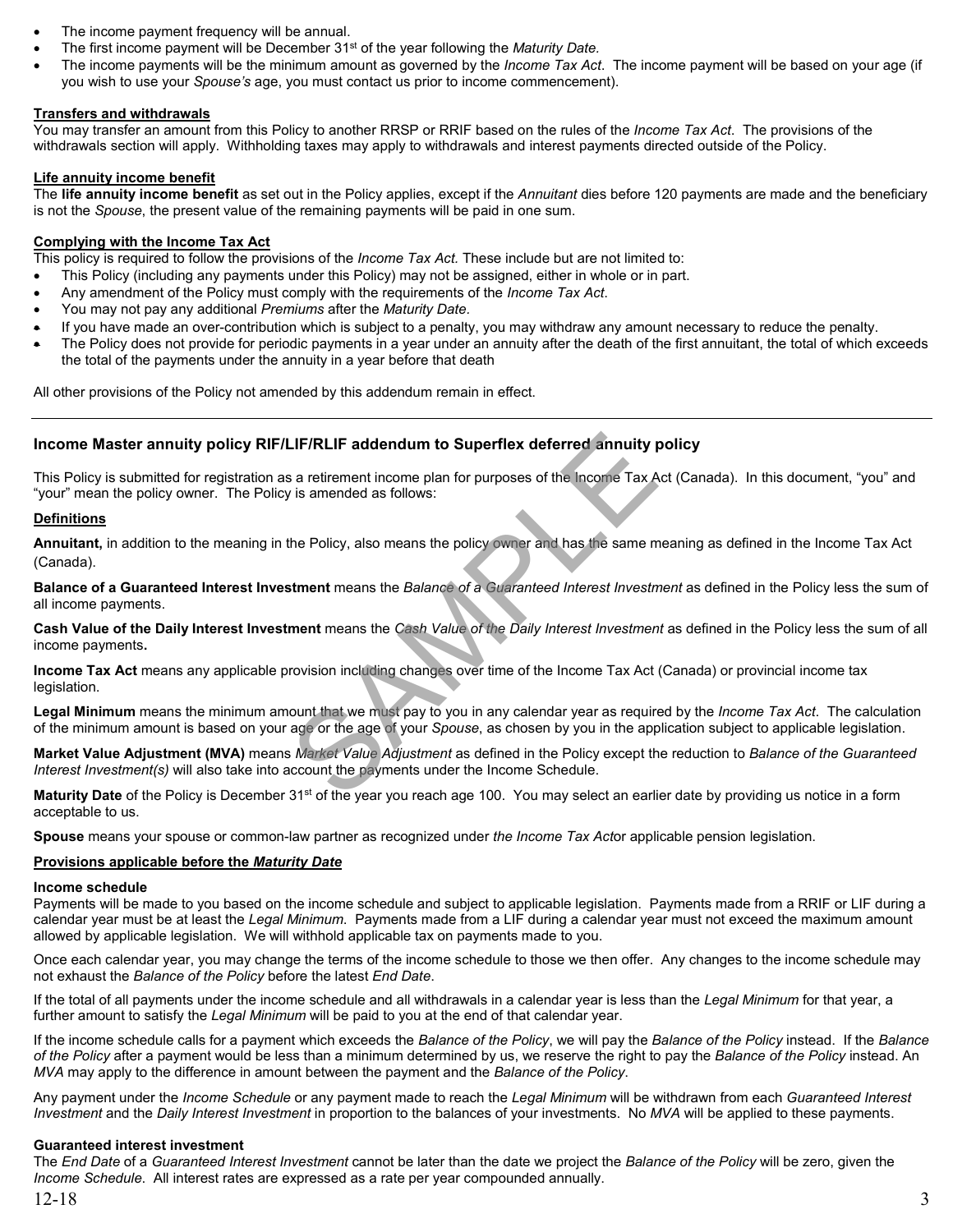- The income payment frequency will be annual.
- The first income payment will be December 31st of the year following the *Maturity Date.*
- The income payments will be the minimum amount as governed by the *Income Tax Act*. The income payment will be based on your age (if you wish to use your *Spouse's* age, you must contact us prior to income commencement).

**Transfers and withdrawals**

You may transfer an amount from this Policy to another RRSP or RRIF based on the rules of the *Income Tax Act*. The provisions of the withdrawals section will apply. Withholding taxes may apply to withdrawals and interest payments directed outside of the Policy.

**Life annuity income benefit**

The **life annuity income benefit** as set out in the Policy applies, except if the *Annuitant* dies before 120 payments are made and the beneficiary is not the *Spouse*, the present value of the remaining payments will be paid in one sum.

**Complying with the Income Tax Act**

This policy is required to follow the provisions of the *Income Tax Act.* These include but are not limited to:

- This Policy (including any payments under this Policy) may not be assigned, either in whole or in part.
- Any amendment of the Policy must comply with the requirements of the *Income Tax Act*.
- You may not pay any additional *Premiums* after the *Maturity Date.*
- If you have made an over-contribution which is subject to a penalty, you may withdraw any amount necessary to reduce the penalty.
- The Policy does not provide for periodic payments in a year under an annuity after the death of the first annuitant, the total of which exceeds the total of the payments under the annuity in a year before that death

All other provisions of the Policy not amended by this addendum remain in effect.

---

## Income Master annuity policy RIF/LIF/RLIF addendum to Superflex deferred annuity policy

This Policy is submitted for registration as a retirement income plan for purposes of the Income Tax Act (Canada). In this document, "you" and "your" mean the policy owner. The Policy is amended as follows:

**Definitions**

**Annuitant,** in addition to the meaning in the Policy, also means the policy owner and has the same meaning as defined in the Income Tax Act (Canada).

**Balance of a Guaranteed Interest Investment** means the *Balance of a Guaranteed Interest Investment* as defined in the Policy less the sum of all income payments.

**Cash Value of the Daily Interest Investment** means the *Cash Value of the Daily Interest Investment* as defined in the Policy less the sum of all income payments**.**

**Income Tax Act** means any applicable provision including changes over time of the Income Tax Act (Canada) or provincial income tax legislation.

**Legal Minimum** means the minimum amount that we must pay to you in any calendar year as required by the *Income Tax Act*. The calculation of the minimum amount is based on your age or the age of your *Spouse*, as chosen by you in the application subject to applicable legislation.

**Market Value Adjustment (MVA)** means *Market Value Adjustment* as defined in the Policy except the reduction to *Balance of the Guaranteed Interest Investment(s)* will also take into account the payments under the Income Schedule.

**Maturity Date** of the Policy is December 31st of the year you reach age 100. You may select an earlier date by providing us notice in a form acceptable to us.

**Spouse** means your spouse or common-law partner as recognized under *the Income Tax Act*or applicable pension legislation.

**Provisions applicable before the *Maturity Date***

**Income schedule**

Payments will be made to you based on the income schedule and subject to applicable legislation. Payments made from a RRIF or LIF during a calendar year must be at least the *Legal Minimum*. Payments made from a LIF during a calendar year must not exceed the maximum amount allowed by applicable legislation. We will withhold applicable tax on payments made to you.

Once each calendar year, you may change the terms of the income schedule to those we then offer. Any changes to the income schedule may not exhaust the *Balance of the Policy* before the latest *End Date*.

If the total of all payments under the income schedule and all withdrawals in a calendar year is less than the *Legal Minimum* for that year, a further amount to satisfy the *Legal Minimum* will be paid to you at the end of that calendar year.

If the income schedule calls for a payment which exceeds the *Balance of the Policy*, we will pay the *Balance of the Policy* instead. If the *Balance of the Policy* after a payment would be less than a minimum determined by us, we reserve the right to pay the *Balance of the Policy* instead. An *MVA* may apply to the difference in amount between the payment and the *Balance of the Policy*.

Any payment under the *Income Schedule* or any payment made to reach the *Legal Minimum* will be withdrawn from each *Guaranteed Interest Investment* and the *Daily Interest Investment* in proportion to the balances of your investments. No *MVA* will be applied to these payments.

**Guaranteed interest investment**

The *End Date* of a *Guaranteed Interest Investment* cannot be later than the date we project the *Balance of the Policy* will be zero, given the *Income Schedule*. All interest rates are expressed as a rate per year compounded annually.

12-18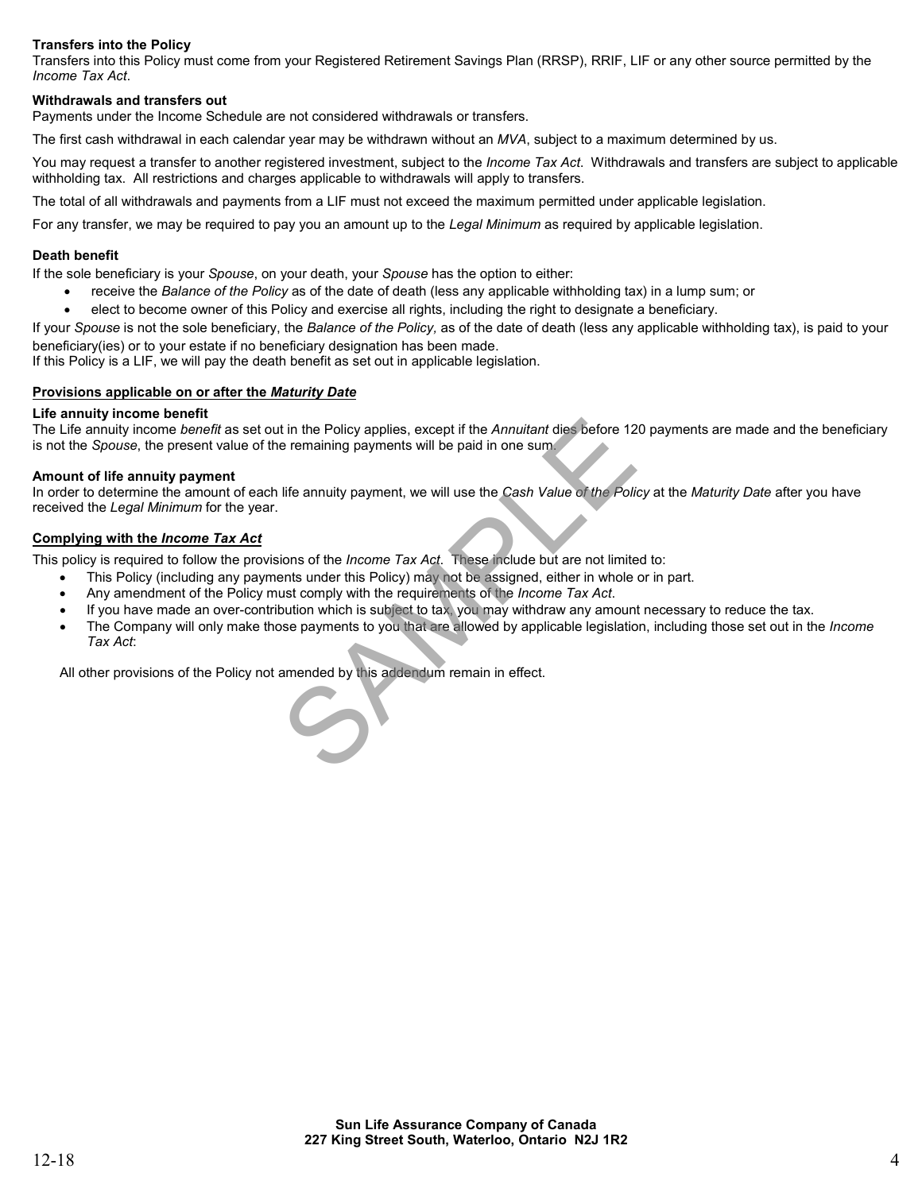**Transfers into the Policy**

Transfers into this Policy must come from your Registered Retirement Savings Plan (RRSP), RRIF, LIF or any other source permitted by the *Income Tax Act*.

**Withdrawals and transfers out**

Payments under the Income Schedule are not considered withdrawals or transfers.

The first cash withdrawal in each calendar year may be withdrawn without an *MVA*, subject to a maximum determined by us.

You may request a transfer to another registered investment, subject to the *Income Tax Act*. Withdrawals and transfers are subject to applicable withholding tax. All restrictions and charges applicable to withdrawals will apply to transfers.

The total of all withdrawals and payments from a LIF must not exceed the maximum permitted under applicable legislation.

For any transfer, we may be required to pay you an amount up to the *Legal Minimum* as required by applicable legislation.

**Death benefit**

If the sole beneficiary is your *Spouse*, on your death, your *Spouse* has the option to either:

- receive the *Balance of the Policy* as of the date of death (less any applicable withholding tax) in a lump sum; or
- elect to become owner of this Policy and exercise all rights, including the right to designate a beneficiary.

If your *Spouse* is not the sole beneficiary, the *Balance of the Policy,* as of the date of death (less any applicable withholding tax), is paid to your beneficiary(ies) or to your estate if no beneficiary designation has been made.
If this Policy is a LIF, we will pay the death benefit as set out in applicable legislation.

## Provisions applicable on or after the *Maturity Date*

**Life annuity income benefit**

The Life annuity income *benefit* as set out in the Policy applies, except if the *Annuitant* dies before 120 payments are made and the beneficiary is not the *Spouse*, the present value of the remaining payments will be paid in one sum.

**Amount of life annuity payment**

In order to determine the amount of each life annuity payment, we will use the *Cash Value of the Policy* at the *Maturity Date* after you have received the *Legal Minimum* for the year.

## Complying with the *Income Tax Act*

This policy is required to follow the provisions of the *Income Tax Act*. These include but are not limited to:

- This Policy (including any payments under this Policy) may not be assigned, either in whole or in part.
- Any amendment of the Policy must comply with the requirements of the *Income Tax Act*.
- If you have made an over-contribution which is subject to tax, you may withdraw any amount necessary to reduce the tax.
- The Company will only make those payments to you that are allowed by applicable legislation, including those set out in the *Income Tax Act*:

All other provisions of the Policy not amended by this addendum remain in effect.

**Sun Life Assurance Company of Canada**
**227 King Street South, Waterloo, Ontario N2J 1R2**

12-18